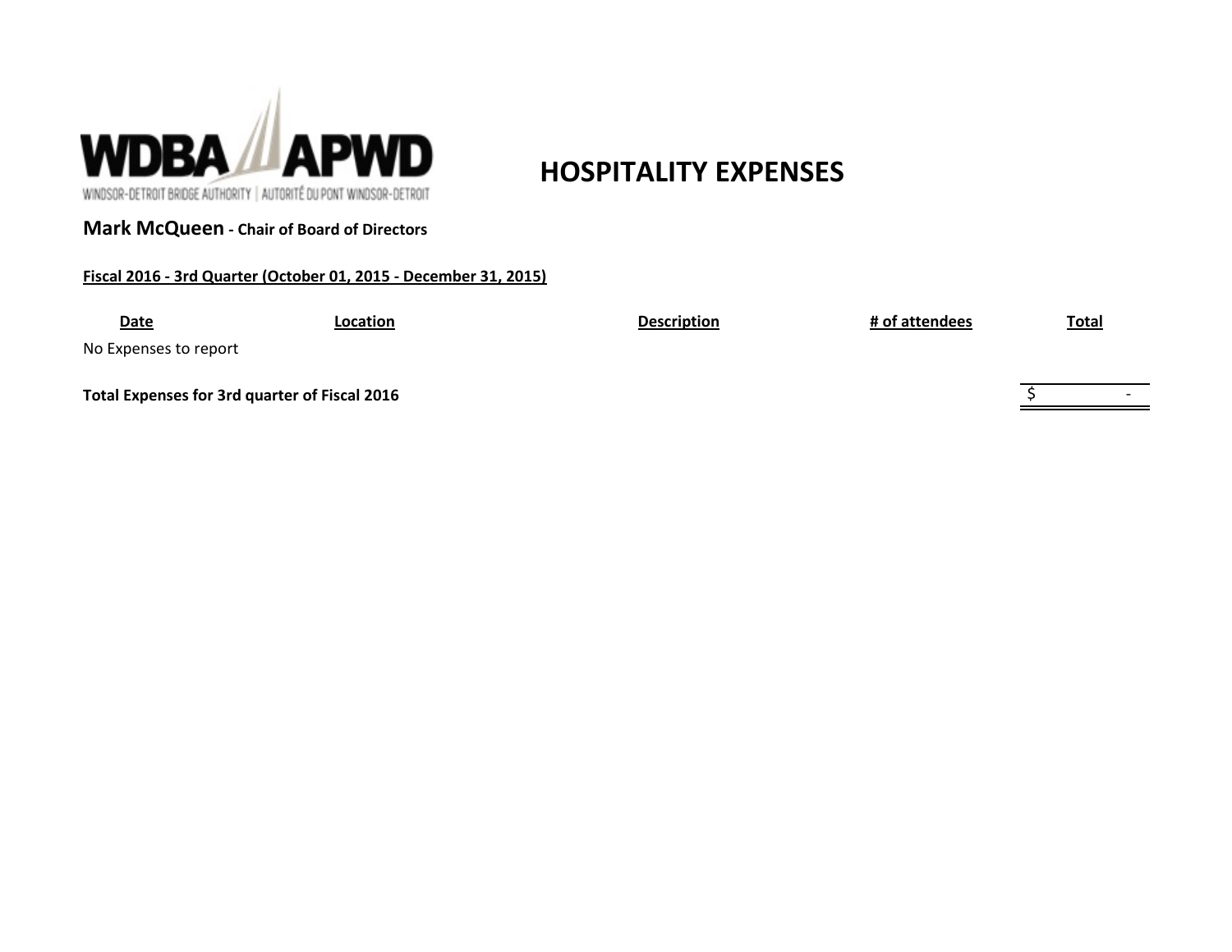WDBA APWD

WINDSOR-DETROIT BRIDGE AUTHORITY | AUTORITÉ DU PONT WINDSOR-DETROIT

# HOSPITALITY EXPENSES

**Mark McQueen - Chair of Board of Directors**

**Fiscal 2016 - 3rd Quarter (October 01, 2015 - December 31, 2015)**

| Date | Location | Description | # of attendees | Total |
|---|---|---|---|---|
| No Expenses to report | | | | |
| **Total Expenses for 3rd quarter of Fiscal 2016** | | | | $ - |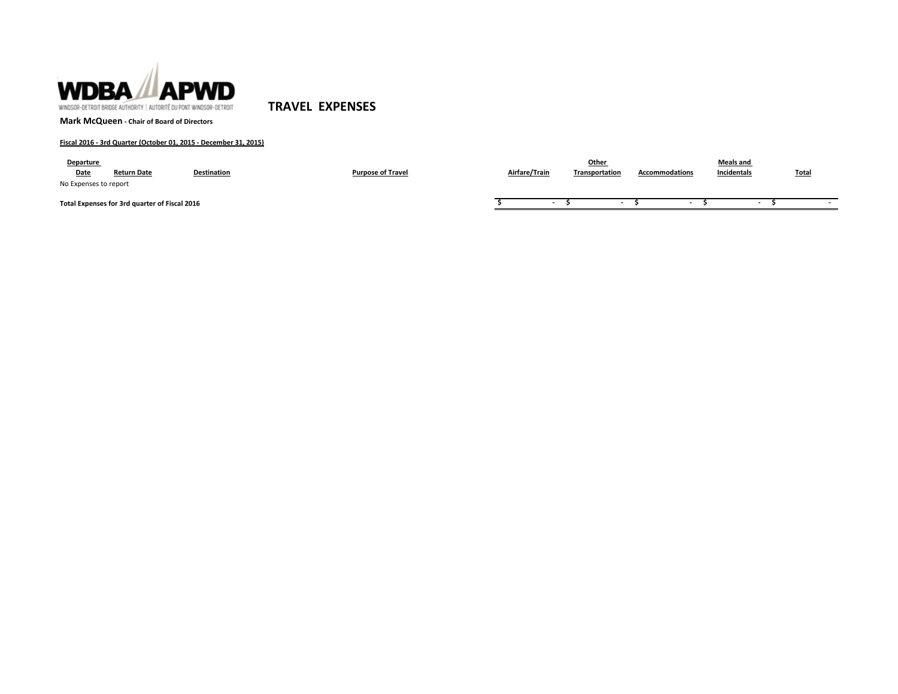WDBA APWD

WINDSOR-DETROIT BRIDGE AUTHORITY | AUTORITÉ DU PONT WINDSOR-DETROIT

# TRAVEL EXPENSES

**Mark McQueen - Chair of Board of Directors**

**Fiscal 2016 - 3rd Quarter (October 01, 2015 - December 31, 2015)**

| Departure Date | Return Date | Destination | Purpose of Travel | Airfare/Train | Other Transportation | Accommodations | Meals and Incidentals | Total |
|---|---|---|---|---|---|---|---|---|
| No Expenses to report | | | | | | | | |
| **Total Expenses for 3rd quarter of Fiscal 2016** | | | | $ - | $ - | $ - | $ - | $ - |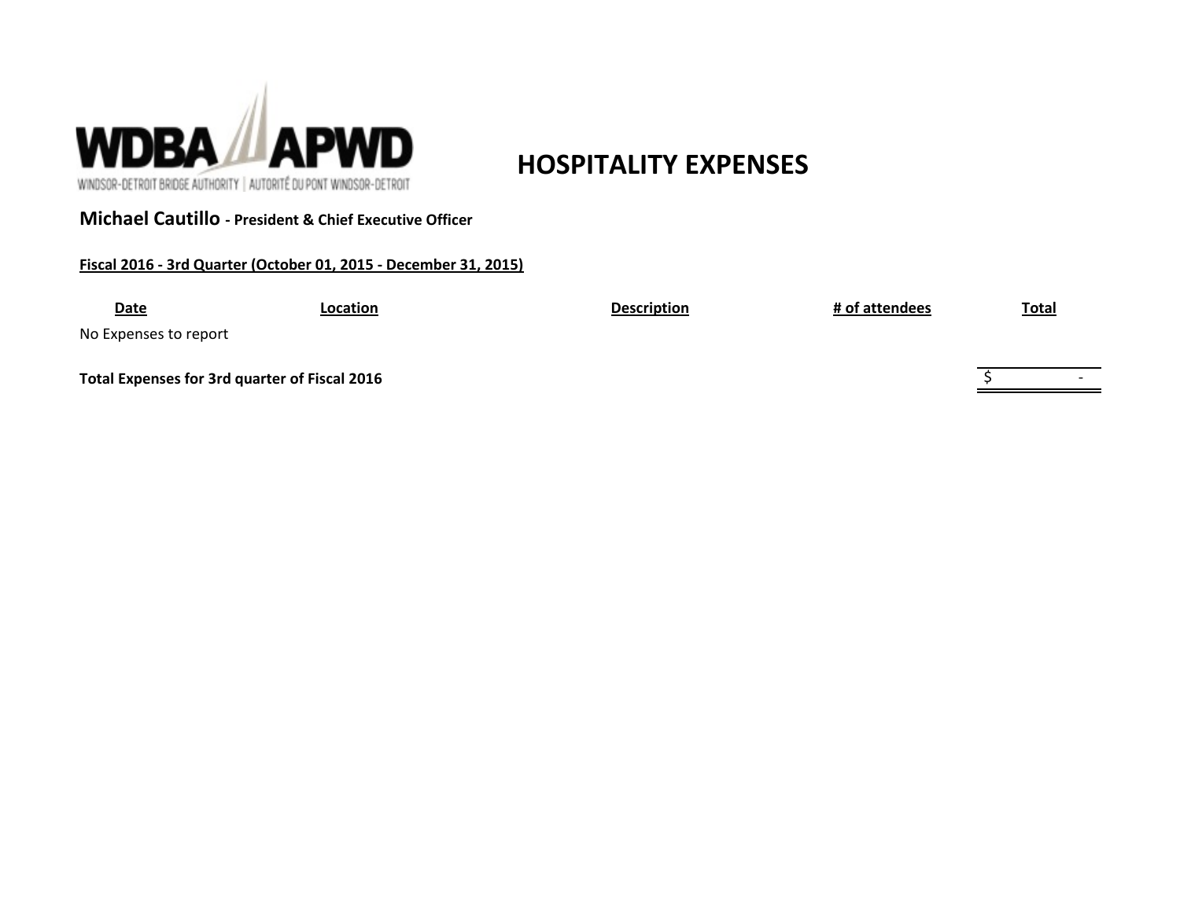WDBA APWD

WINDSOR-DETROIT BRIDGE AUTHORITY | AUTORITÉ DU PONT WINDSOR-DETROIT

# HOSPITALITY EXPENSES

**Michael Cautillo - President & Chief Executive Officer**

**Fiscal 2016 - 3rd Quarter (October 01, 2015 - December 31, 2015)**

| Date | Location | Description | # of attendees | Total |
|---|---|---|---|---|
| No Expenses to report | | | | |
| **Total Expenses for 3rd quarter of Fiscal 2016** | | | | $ - |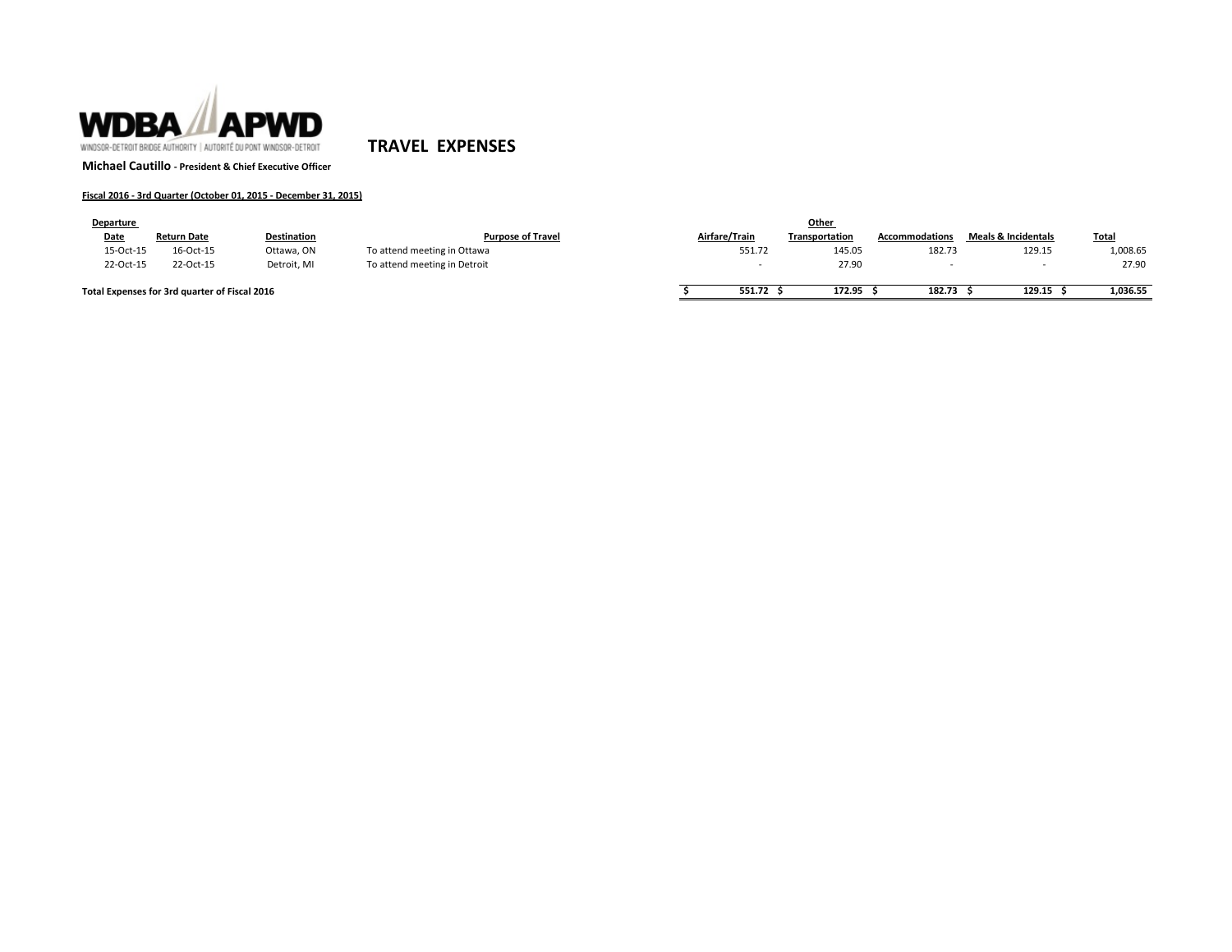WDBA APWD

WINDSOR-DETROIT BRIDGE AUTHORITY | AUTORITÉ DU PONT WINDSOR-DETROIT

# TRAVEL EXPENSES

**Michael Cautillo - President & Chief Executive Officer**

**Fiscal 2016 - 3rd Quarter (October 01, 2015 - December 31, 2015)**

| Departure Date | Return Date | Destination | Purpose of Travel | Airfare/Train | Other Transportation | Accommodations | Meals & Incidentals | Total |
|---|---|---|---|---|---|---|---|---|
| 15-Oct-15 | 16-Oct-15 | Ottawa, ON | To attend meeting in Ottawa | 551.72 | 145.05 | 182.73 | 129.15 | 1,008.65 |
| 22-Oct-15 | 22-Oct-15 | Detroit, MI | To attend meeting in Detroit | - | 27.90 | - | - | 27.90 |
| **Total Expenses for 3rd quarter of Fiscal 2016** | | | | **$ 551.72** | **$ 172.95** | **$ 182.73** | **$ 129.15** | **$ 1,036.55** |